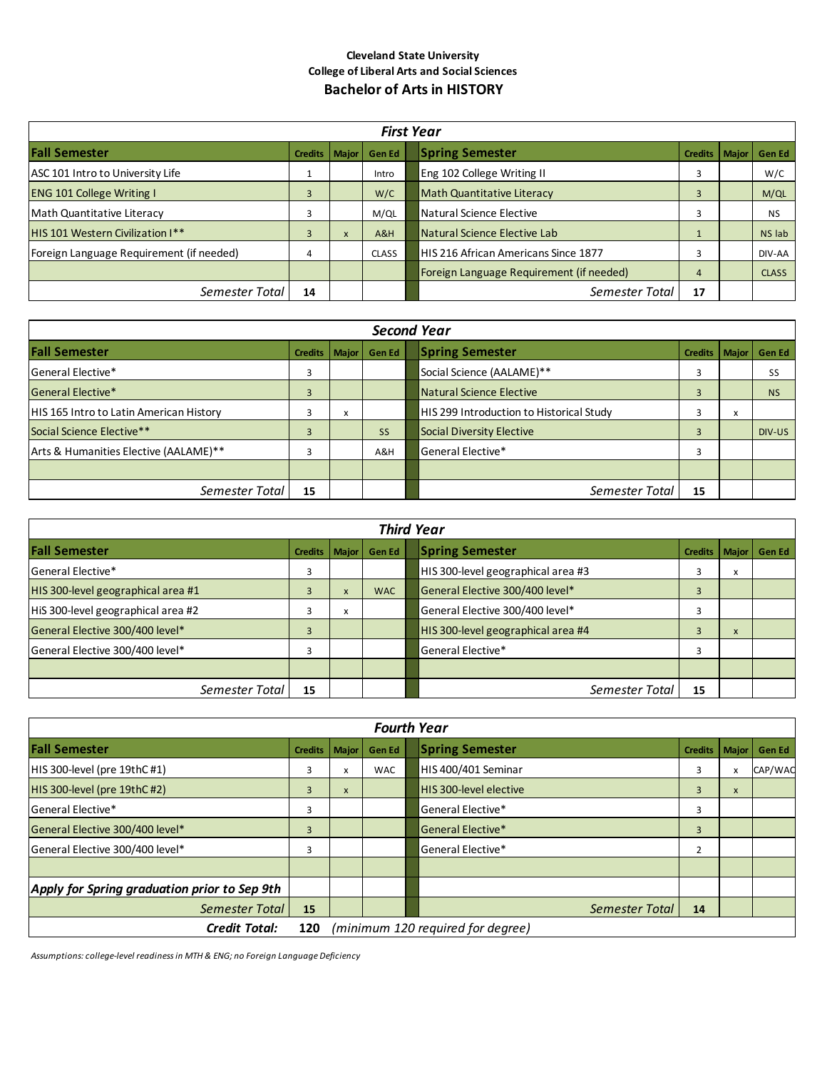**Cleveland State University**

**College of Liberal Arts and Social Sciences**

# Bachelor of Arts in HISTORY

| ***First Year*** | | | | | | | |
|---|---|---|---|---|---|---|---|
| **Fall Semester** | **Credits** | **Major** | **Gen Ed** | **Spring Semester** | **Credits** | **Major** | **Gen Ed** |
| ASC 101 Intro to University Life | 1 | | Intro | Eng 102 College Writing II | 3 | | W/C |
| ENG 101 College Writing I | 3 | | W/C | Math Quantitative Literacy | 3 | | M/QL |
| Math Quantitative Literacy | 3 | | M/QL | Natural Science Elective | 3 | | NS |
| HIS 101 Western Civilization I** | 3 | x | A&H | Natural Science Elective Lab | 1 | | NS lab |
| Foreign Language Requirement (if needed) | 4 | | CLASS | HIS 216 African Americans Since 1877 | 3 | | DIV-AA |
| | | | | Foreign Language Requirement (if needed) | 4 | | CLASS |
| *Semester Total* | **14** | | | *Semester Total* | **17** | | |

| ***Second Year*** | | | | | | | |
|---|---|---|---|---|---|---|---|
| **Fall Semester** | **Credits** | **Major** | **Gen Ed** | **Spring Semester** | **Credits** | **Major** | **Gen Ed** |
| General Elective* | 3 | | | Social Science (AALAME)** | 3 | | SS |
| General Elective* | 3 | | | Natural Science Elective | 3 | | NS |
| HIS 165 Intro to Latin American History | 3 | x | | HIS 299 Introduction to Historical Study | 3 | x | |
| Social Science Elective** | 3 | | SS | Social Diversity Elective | 3 | | DIV-US |
| Arts & Humanities Elective (AALAME)** | 3 | | A&H | General Elective* | 3 | | |
| | | | | | | | |
| *Semester Total* | **15** | | | *Semester Total* | **15** | | |

| ***Third Year*** | | | | | | | |
|---|---|---|---|---|---|---|---|
| **Fall Semester** | **Credits** | **Major** | **Gen Ed** | **Spring Semester** | **Credits** | **Major** | **Gen Ed** |
| General Elective* | 3 | | | HIS 300-level geographical area #3 | 3 | x | |
| HIS 300-level geographical area #1 | 3 | x | WAC | General Elective 300/400 level* | 3 | | |
| HiS 300-level geographical area #2 | 3 | x | | General Elective 300/400 level* | 3 | | |
| General Elective 300/400 level* | 3 | | | HIS 300-level geographical area #4 | 3 | x | |
| General Elective 300/400 level* | 3 | | | General Elective* | 3 | | |
| | | | | | | | |
| *Semester Total* | **15** | | | *Semester Total* | **15** | | |

| ***Fourth Year*** | | | | | | | |
|---|---|---|---|---|---|---|---|
| **Fall Semester** | **Credits** | **Major** | **Gen Ed** | **Spring Semester** | **Credits** | **Major** | **Gen Ed** |
| HIS 300-level (pre 19thC #1) | 3 | x | WAC | HIS 400/401 Seminar | 3 | x | CAP/WAC |
| HIS 300-level (pre 19thC #2) | 3 | x | | HIS 300-level elective | 3 | x | |
| General Elective* | 3 | | | General Elective* | 3 | | |
| General Elective 300/400 level* | 3 | | | General Elective* | 3 | | |
| General Elective 300/400 level* | 3 | | | General Elective* | 2 | | |
| | | | | | | | |
| ***Apply for Spring graduation prior to Sep 9th*** | | | | | | | |
| *Semester Total* | **15** | | | *Semester Total* | **14** | | |
| ***Credit Total:*** | **120** | *(minimum 120 required for degree)* | | | | | |

*Assumptions: college-level readiness in MTH & ENG; no Foreign Language Deficiency*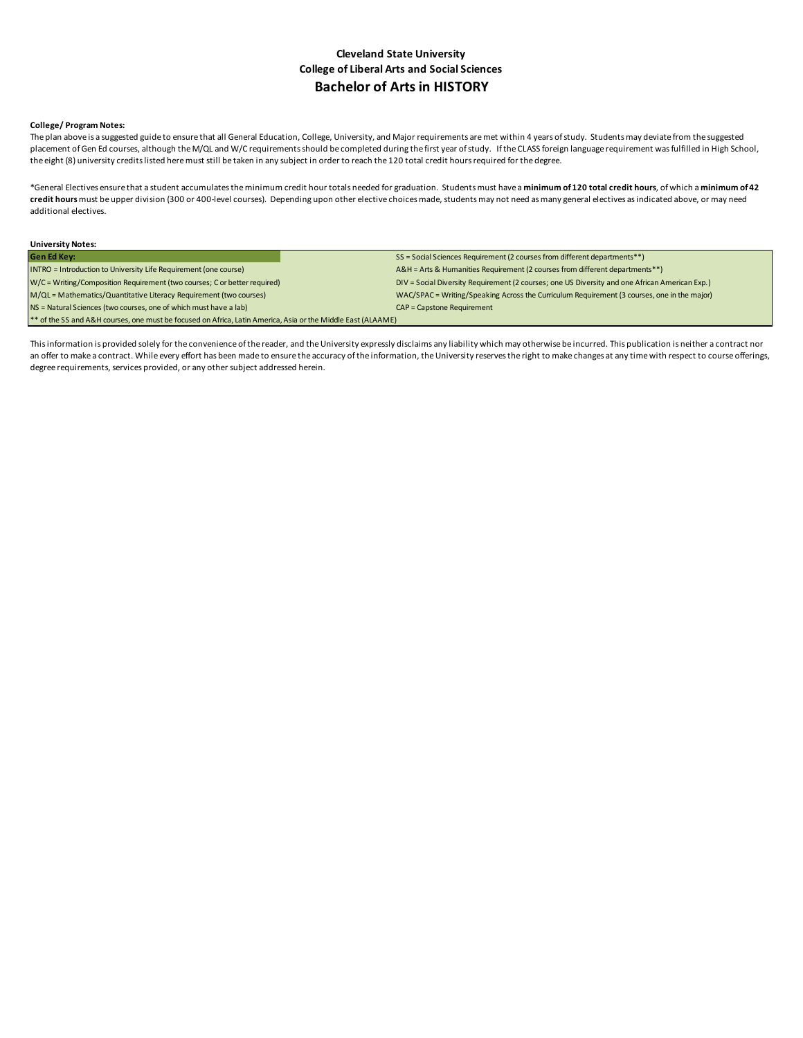**Cleveland State University**
**College of Liberal Arts and Social Sciences**
## Bachelor of Arts in HISTORY

**College/ Program Notes:**

The plan above is a suggested guide to ensure that all General Education, College, University, and Major requirements are met within 4 years of study. Students may deviate from the suggested placement of Gen Ed courses, although the M/QL and W/C requirements should be completed during the first year of study. If the CLASS foreign language requirement was fulfilled in High School, the eight (8) university credits listed here must still be taken in any subject in order to reach the 120 total credit hours required for the degree.

*General Electives ensure that a student accumulates the minimum credit hour totals needed for graduation. Students must have a **minimum of 120 total credit hours**, of which a **minimum of 42 credit hours** must be upper division (300 or 400-level courses). Depending upon other elective choices made, students may not need as many general electives as indicated above, or may need additional electives.

**University Notes:**

| **Gen Ed Key:** | SS = Social Sciences Requirement (2 courses from different departments**) |
| --- | --- |
| INTRO = Introduction to University Life Requirement (one course) | A&H = Arts & Humanities Requirement (2 courses from different departments**) |
| W/C = Writing/Composition Requirement (two courses; C or better required) | DIV = Social Diversity Requirement (2 courses; one US Diversity and one African American Exp.) |
| M/QL = Mathematics/Quantitative Literacy Requirement (two courses) | WAC/SPAC = Writing/Speaking Across the Curriculum Requirement (3 courses, one in the major) |
| NS = Natural Sciences (two courses, one of which must have a lab) | CAP = Capstone Requirement |
| ** of the SS and A&H courses, one must be focused on Africa, Latin America, Asia or the Middle East (ALAAME) | |

This information is provided solely for the convenience of the reader, and the University expressly disclaims any liability which may otherwise be incurred. This publication is neither a contract nor an offer to make a contract. While every effort has been made to ensure the accuracy of the information, the University reserves the right to make changes at any time with respect to course offerings, degree requirements, services provided, or any other subject addressed herein.